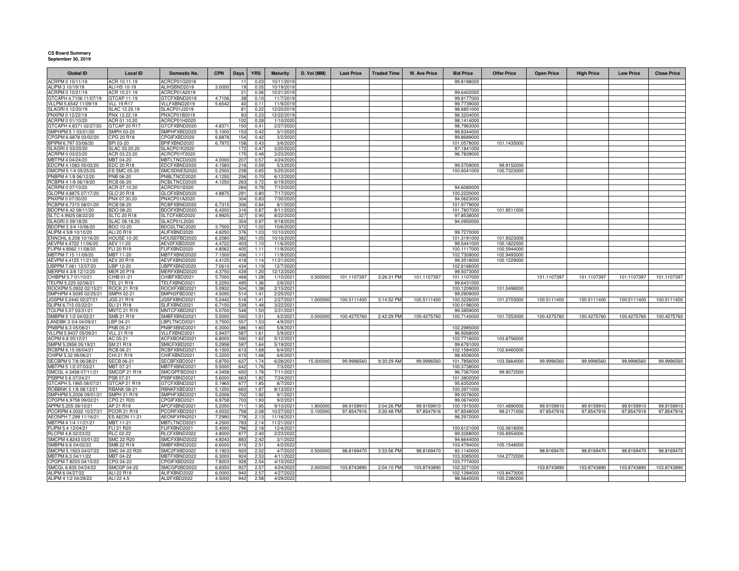**CS Board Summary**
**September 30, 2019**

| Global ID | Local ID | Domestic No. | CPN | Days | YRS | Maturity | D. Vol (MM) | Last Price | Traded Time | W. Ave Price | Bid Price | Offer Price | Open Price | High Price | Low Price | Close Price |
|---|---|---|---|---|---|---|---|---|---|---|---|---|---|---|---|---|
| ACRPM 0 10/11/19 | ACR 10.11.19 | ACRCP01G2019 | | 11 | 0.03 | 10/11/2019 | | | | | 99.8198000 | | | | | |
| ALIPM 3 10/19/19 | ALI HS 10-19 | ALIHSBND2019 | 3.0000 | 19 | 0.05 | 10/19/2019 | | | | | | | | | | |
| ACRPM 0 10/21/19 | ACR 10.21.19 | ACRCP01A2019 | | 21 | 0.06 | 10/21/2019 | | | | | 99.6402000 | | | | | |
| GTCAPH 4.7106 11/07/19 | GTCAP 11-19 | GTCFXBND2019 | 4.7106 | 38 | 0.10 | 11/7/2019 | | | | | 99.8177000 | | | | | |
| VLLPM 5.6542 11/09/19 | VLL 19 R17 | VLLFXBND2019 | 5.6542 | 40 | 0.11 | 11/9/2019 | | | | | 99.7739000 | | | | | |
| SLAGRI 0 12/20/19 | SLAC 12.20.19 | SLACP01J2019 | | 81 | 0.22 | 12/20/2019 | | | | | 98.6851000 | | | | | |
| PNXPM 0 12/22/19 | PNX 12.22.19 | PNXCP01B2019 | | 83 | 0.23 | 12/22/2019 | | | | | 98.3204000 | | | | | |
| ACRPM 0 01/10/20 | ACR 01.10.20 | ACRCP01H2020 | | 102 | 0.28 | 1/10/2020 | | | | | 98.1414000 | | | | | |
| GTCAPH 4.8371 02/27/20 | GTCAP 20 R17 | GTCFXBND2020 | 4.8371 | 150 | 0.41 | 2/27/2020 | | | | | 98.7963000 | | | | | |
| SMPHPM 5.1 03/01/20 | SMPH 03-20 | SMPHFXBD2020 | 5.1000 | 153 | 0.42 | 3/1/2020 | | | | | 99.8344000 | | | | | |
| CPGPM 6.6878 03/02/20 | CPG 20 R18 | CPGIFXBD2020 | 6.6878 | 154 | 0.42 | 3/2/2020 | | | | | 99.8689000 | | | | | |
| BPIPM 6.797 03/06/20 | BPI 03-20 | BPIFXBND2020 | 6.7970 | 158 | 0.43 | 3/6/2020 | | | | | 101.0578000 | 101.1435000 | | | | |
| SLAGRI 0 03/20/20 | SLAC 03.20.20 | SLACP01K2020 | | 172 | 0.47 | 3/20/2020 | | | | | 97.1841000 | | | | | |
| ACRPM 0 03/23/20 | ACR 03.23.20 | ACRCP01F2020 | | 175 | 0.48 | 3/23/2020 | | | | | 96.7839000 | | | | | |
| MBTPM 4 04/24/20 | MBT 04-20 | MBTLTNCD2020 | 4.0000 | 207 | 0.57 | 4/24/2020 | | | | | | | | | | |
| EDCPM 4.1583 05/03/20 | EDC 20 R18 | EDCFXBND2020 | 4.1583 | 216 | 0.59 | 5/3/2020 | | | | | 99.5709000 | 99.9152000 | | | | |
| SMCPM 5 1/4 05/25/20 | ES SMC 05-20 | SMCSDNES2020 | 5.2500 | 238 | 0.65 | 5/25/2020 | | | | | 100.6041000 | 100.7323000 | | | | |
| PNBPM 4 1/8 06/12/20 | PNB 06-20 | PNBLTNCD2020 | 4.1250 | 256 | 0.70 | 6/12/2020 | | | | | | | | | | |
| RCBPM 4 1/8 06/19/20 | RCB 06-20 | RCBLTNCD2020 | 4.1250 | 263 | 0.72 | 6/19/2020 | | | | | | | | | | |
| ACRPM 0 07/10/20 | ACR 07.10.20 | ACRCP01I2020 | | 284 | 0.78 | 7/10/2020 | | | | | 94.6080000 | | | | | |
| GLOPM 4.8875 07/17/20 | GLO 20 R18 | GLOFXBND2020 | 4.8875 | 291 | 0.80 | 7/17/2020 | | | | | 100.2220000 | | | | | |
| PNXPM 0 07/30/20 | PNX 07.30.20 | PNXCP01A2020 | | 304 | 0.83 | 7/30/2020 | | | | | 94.0623000 | | | | | |
| RCBPM 6.7315 08/01/20 | RCB 08-20 | RCBFXBND2020 | 6.7315 | 306 | 0.84 | 8/1/2020 | | | | | 101.9779000 | | | | | |
| BDOPM 6.42 08/11/20 | BDO 08-20 | BDOFXBND2020 | 6.4200 | 316 | 0.87 | 8/11/2020 | | | | | 101.7807000 | 101.9511000 | | | | |
| SLTC 4.9925 08/22/20 | SLTC 20 R18 | SLTCFXBD2020 | 4.9925 | 327 | 0.90 | 8/22/2020 | | | | | 97.8538000 | | | | | |
| SLAGRI 0 09/18/20 | SLAC 09.18.20 | SLACP01L2020 | | 354 | 0.97 | 9/18/2020 | | | | | 94.0950000 | | | | | |
| BDOPM 3 3/4 10/06/20 | BDO 10-20 | BDO2LTNC2020 | 3.7500 | 372 | 1.02 | 10/6/2020 | | | | | | | | | | |
| ALIPM 4 5/8 10/10/20 | ALI 20 R19 | ALIFXBND2020 | 4.6250 | 376 | 1.03 | 10/10/2020 | | | | | 99.7270000 | | | | | |
| ENNOHL 6.208 10/16/20 | HOUSE 10-20 | HOUSEFBD2020 | 6.2080 | 382 | 1.05 | 10/16/2020 | | | | | 101.3191000 | 101.9323000 | | | | |
| AEVPM 4.4722 11/06/20 | AEV 11-20 | AEV2FXBD2020 | 4.4722 | 403 | 1.10 | 11/6/2020 | | | | | 99.5441000 | 100.1822000 | | | | |
| FLIPM 4.8562 11/08/20 | FLI 20 R19 | FLIFXBND2020 | 4.8562 | 405 | 1.11 | 11/8/2020 | | | | | 100.1117000 | 100.5944000 | | | | |
| MBTPM 7.15 11/09/20 | MBT 11-20 | MBTFXBND2020 | 7.1500 | 406 | 1.11 | 11/9/2020 | | | | | 102.7309000 | 102.9493000 | | | | |
| AEVPM 4.4125 11/21/20 | AEV 20 R19 | AEVFXBND2020 | 4.4125 | 418 | 1.14 | 11/21/2020 | | | | | 99.3518000 | 100.1229000 | | | | |
| UBPPM 7.061 12/07/20 | UBP 12-20 | UBPFXBND2020 | 7.0610 | 434 | 1.19 | 12/7/2020 | | | | | 102.8166000 | | | | | |
| MERPM 4 3/8 12/12/20 | MER 20 P19 | MERFXBND2020 | 4.3750 | 439 | 1.20 | 12/12/2020 | | | | | 99.5073000 | | | | | |
| CHIBPM 5.7 01/10/21 | CHIB 01-21 | CHIBFXBD2021 | 5.7000 | 468 | 1.28 | 1/10/2021 | 0.500000 | 101.1107397 | 3:26:31 PM | 101.1107397 | 101.1107000 | | 101.1107397 | 101.1107397 | 101.1107397 | 101.1107397 |
| TELPM 5.225 02/06/21 | TEL 21 R19 | TELFXBND2021 | 5.2250 | 495 | 1.36 | 2/6/2021 | | | | | 99.6431000 | | | | | |
| ROCKPM 5.0932 02/15/21 | ROCK 21 R19 | ROCKFXBD2021 | 5.0932 | 504 | 1.38 | 2/15/2021 | | | | | 100.1209000 | 101.0498000 | | | | |
| SMPHPM 4.5095 02/25/21 | SMPH 02-21 | SMPH2FBD2021 | 4.5095 | 514 | 1.41 | 2/25/2021 | | | | | 99.2909000 | | | | | |
| JGSPM 5.2442 02/27/21 | JGS 21 R19 | JGSFXBND2021 | 5.2442 | 516 | 1.41 | 2/27/2021 | 1.000000 | 100.5111400 | 3:14:52 PM | 100.5111400 | 100.3226000 | 101.2703000 | 100.5111400 | 100.5111400 | 100.5111400 | 100.5111400 |
| SLIPM 6.715 03/22/21 | SLI 21 R18 | SLIFXBND2021 | 6.7150 | 539 | 1.48 | 3/22/2021 | | | | | 100.0196000 | | | | | |
| TOLPM 5.07 03/31/21 | MNTC 21 R19 | MNTCFXBD2021 | 5.0700 | 548 | 1.50 | 3/31/2021 | | | | | 99.3859000 | | | | | |
| SMBPM 5 1/2 04/02/21 | SMB 21 R19 | SMBFXBND2021 | 5.5000 | 550 | 1.51 | 4/2/2021 | 0.500000 | 100.4275760 | 2:42:29 PM | 100.4275760 | 100.7140000 | 101.7253000 | 100.4275760 | 100.4275760 | 100.4275760 | 100.4275760 |
| LANDBK 3 3/4 04/09/21 | LBP 04-21 | LBPLTNCD2021 | 3.7500 | 557 | 1.53 | 4/9/2021 | | | | | | | | | | |
| PNBPM 6.3 05/08/21 | PNB 05-21 | PNBFXBND2021 | 6.3000 | 586 | 1.60 | 5/8/2021 | | | | | 102.2985000 | | | | | |
| VLLPM 5.9437 05/09/21 | VLL 21 R19 | VLLFXBND2021 | 5.9437 | 587 | 1.61 | 5/9/2021 | | | | | 96.9268000 | | | | | |
| ACPM 6.8 05/12/21 | AC 05-21 | ACFXBOND2021 | 6.8000 | 590 | 1.62 | 5/12/2021 | | | | | 102.7716000 | 103.8756000 | | | | |
| SMPM 5.2958 05/19/21 | SM 21 R19 | SMICFXBD2021 | 5.2958 | 597 | 1.64 | 5/19/2021 | | | | | 99.6781000 | | | | | |
| RCBPM 6.15 06/04/21 | RCB 06-21 | RCBFXBND2021 | 6.1500 | 613 | 1.68 | 6/4/2021 | | | | | 102.1584000 | 102.6460000 | | | | |
| CHIPM 5.32 06/06/21 | CHI 21 R19 | CHIFXBND2021 | 5.3200 | 615 | 1.68 | 6/6/2021 | | | | | 98.4506000 | | | | | |
| SECBPM 5 7/8 06/28/21 | SECB 06-21 | SECBFXBD2021 | 5.8750 | 637 | 1.74 | 6/28/2021 | 15.000000 | 99.9996560 | 9:30:29 AM | 99.9996560 | 101.7856000 | 103.5664000 | 99.9996560 | 99.9996560 | 99.9996560 | 99.9996560 |
| MBTPM 5 1/2 07/03/21 | MBT 07-21 | MBTFXBND2021 | 5.5000 | 642 | 1.76 | 7/3/2021 | | | | | 100.3738000 | | | | | |
| SMCGL 4.3458 07/11/21 | SMCGP 21 R19 | SMCGPFBD2021 | 4.3458 | 650 | 1.78 | 7/11/2021 | | | | | 96.7367000 | 99.9072000 | | | | |
| PSBPM 5.6 07/24/21 | PSB 07-21 | PSBFXBND2021 | 5.6000 | 663 | 1.82 | 7/24/2021 | | | | | 101.3802000 | | | | | |
| GTCAPH 5.1965 08/07/21 | GTCAP 21 R19 | GTCFXBND2021 | 5.1965 | 677 | 1.85 | 8/7/2021 | | | | | 95.6352000 | | | | | |
| ROBBNK 5 1/8 08/13/21 | RBANK 08-21 | RBNKFXBD2021 | 5.1250 | 683 | 1.87 | 8/13/2021 | | | | | 100.3971000 | | | | | |
| SMPHPM 5.2006 09/01/21 | SMPH 21 R19 | SMPHFXBD2021 | 5.2006 | 702 | 1.92 | 9/1/2021 | | | | | 99.0076000 | | | | | |
| CPGPM 6.9758 09/02/21 | CPG 21 R20 | CPGIFXBD2021 | 6.9758 | 703 | 1.93 | 9/2/2021 | | | | | 99.0674000 | | | | | |
| APPM 5.205 09/10/21 | AP 21 R19 | APCFXBND2021 | 5.2050 | 711 | 1.95 | 9/10/2021 | 1.900000 | 99.9159910 | 3:04:26 PM | 99.9159910 | 100.1915000 | 101.4890000 | 99.9159910 | 99.9159910 | 99.9159910 | 99.9159910 |
| PCORPM 4.0032 10/27/21 | PCOR 21 R19 | PCORFXBD2021 | 4.0032 | 758 | 2.08 | 10/27/2021 | 0.100000 | 97.8547916 | 3:30:48 PM | 97.8547916 | 97.8548000 | 99.2171000 | 97.8547916 | 97.8547916 | 97.8547916 | 97.8547916 |
| AEONPH 7.299 11/16/21 | ES AEON 11-21 | AEONFXRN2021 | 7.2990 | 778 | 2.13 | 11/16/2021 | | | | | 96.2972000 | | | | | |
| MBTPM 4 1/4 11/21/21 | MBT 11-21 | MBTLTNCD2021 | 4.2500 | 783 | 2.14 | 11/21/2021 | | | | | | | | | | |
| FLIPM 5.4 12/04/21 | FLI 21 R20 | FLIFXBND2021 | 5.4000 | 796 | 2.18 | 12/4/2021 | | | | | 100.6121000 | 102.0618000 | | | | |
| RLCPM 4.8 02/23/22 | RLC 02-22 | RLCFXBND2022 | 4.8000 | 877 | 2.40 | 2/23/2022 | | | | | 99.3268000 | 100.8954000 | | | | |
| SMCPM 4.8243 03/01/22 | SMC 22 R20 | SMCFXBND2022 | 4.8243 | 883 | 2.42 | 3/1/2022 | | | | | 94.6644000 | | | | | |
| SMBPM 6.6 04/02/22 | SMB 22 R19 | SMBFXBND2022 | 6.6000 | 915 | 2.51 | 4/2/2022 | | | | | 103.4794000 | 105.1548000 | | | | |
| SMCPM 5.1923 04/07/22 | SMC 04-22 R20 | SMC2FXBD2022 | 5.1923 | 920 | 2.52 | 4/7/2022 | 0.500000 | 98.8169470 | 3:33:56 PM | 98.8169470 | 93.1140000 | | 98.8169470 | 98.8169470 | 98.8169470 | 98.8169470 |
| MBTPM 6.3 04/11/22 | MBT 04-22 | MBTFXBND2022 | 6.3000 | 924 | 2.53 | 4/11/2022 | | | | | 103.3085000 | 104.2772000 | | | | |
| CPGPM 7.8203 04/15/22 | CPG 04-22 | CPGIFXBD2022 | 7.8203 | 928 | 2.54 | 4/15/2022 | | | | | 103.7774000 | | | | | |
| SMCGL 6.835 04/24/22 | SMCGP 04-22 | SMCGP2BD2022 | 6.8350 | 937 | 2.57 | 4/24/2022 | 2.000000 | 103.8743890 | 2:04:10 PM | 103.8743890 | 102.3271000 | | 103.8743890 | 103.8743890 | 103.8743890 | 103.8743890 |
| ALIPM 6 04/27/22 | ALI 22 R19 | ALIFXBND2022 | 6.0000 | 940 | 2.57 | 4/27/2022 | | | | | 102.1394000 | 103.8473000 | | | | |
| ALIPM 4 1/2 04/29/22 | ALI 22 4.5 | ALI2FXBD2022 | 4.5000 | 942 | 2.58 | 4/29/2022 | | | | | 98.5640000 | 100.2380000 | | | | |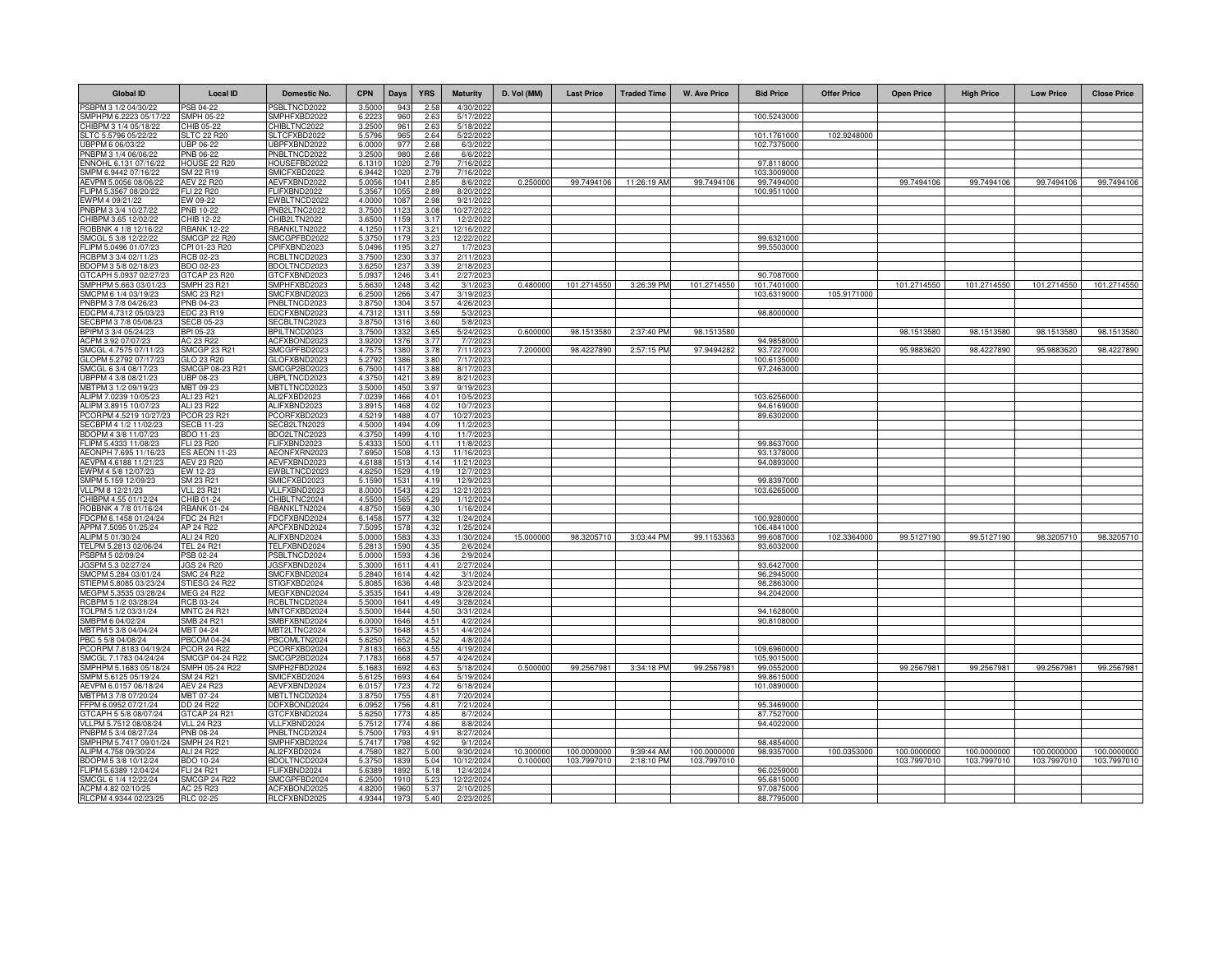| Global ID | Local ID | Domestic No. | CPN | Days | YRS | Maturity | D. Vol (MM) | Last Price | Traded Time | W. Ave Price | Bid Price | Offer Price | Open Price | High Price | Low Price | Close Price |
|---|---|---|---|---|---|---|---|---|---|---|---|---|---|---|---|---|
| PSBPM 3 1/2 04/30/22 | PSB 04-22 | PSBLTNCD2022 | 3.5000 | 943 | 2.58 | 4/30/2022 | | | | | | | | | | |
| SMPHPM 6.2223 05/17/22 | SMPH 05-22 | SMPHFXBD2022 | 6.2223 | 960 | 2.63 | 5/17/2022 | | | | | 100.5243000 | | | | | |
| CHIBPM 3 1/4 05/18/22 | CHIB 05-22 | CHIBLTNC2022 | 3.2500 | 961 | 2.63 | 5/18/2022 | | | | | | | | | | |
| SLTC 5.5796 05/22/22 | SLTC 22 R20 | SLTCFXBD2022 | 5.5796 | 965 | 2.64 | 5/22/2022 | | | | | 101.1761000 | 102.9248000 | | | | |
| UBPPM 6 06/03/22 | UBP 06-22 | UBPFXBND2022 | 6.0000 | 977 | 2.68 | 6/3/2022 | | | | | 102.7375000 | | | | | |
| PNBPM 3 1/4 06/06/22 | PNB 06-22 | PNBLTNCD2022 | 3.2500 | 980 | 2.68 | 6/6/2022 | | | | | | | | | | |
| ENNOHL 6.131 07/16/22 | HOUSE 22 R20 | HOUSEFBD2022 | 6.1310 | 1020 | 2.79 | 7/16/2022 | | | | | 97.8118000 | | | | | |
| SMPM 6.9442 07/16/22 | SM 22 R19 | SMICFXBD2022 | 6.9442 | 1020 | 2.79 | 7/16/2022 | | | | | 103.3009000 | | | | | |
| AEVPM 5.0056 08/06/22 | AEV 22 R20 | AEVFXBND2022 | 5.0056 | 1041 | 2.85 | 8/6/2022 | 0.250000 | 99.7494106 | 11:26:19 AM | 99.7494106 | 99.7494000 | | 99.7494106 | 99.7494106 | 99.7494106 | 99.7494106 |
| FLIPM 5.3567 08/20/22 | FLI 22 R20 | FLIFXBND2022 | 5.3567 | 1055 | 2.89 | 8/20/2022 | | | | | 100.9511000 | | | | | |
| EWPM 4 09/21/22 | EW 09-22 | EWBLTNCD2022 | 4.0000 | 1087 | 2.98 | 9/21/2022 | | | | | | | | | | |
| PNBPM 3 3/4 10/27/22 | PNB 10-22 | PNB2LTNC2022 | 3.7500 | 1123 | 3.08 | 10/27/2022 | | | | | | | | | | |
| CHIBPM 3.65 12/02/22 | CHIB 12-22 | CHIB2LTN2022 | 3.6500 | 1159 | 3.17 | 12/2/2022 | | | | | | | | | | |
| ROBBNK 4 1/8 12/16/22 | RBANK 12-22 | RBANKLTN2022 | 4.1250 | 1173 | 3.21 | 12/16/2022 | | | | | | | | | | |
| SMCGL 5 3/8 12/22/22 | SMCGP 22 R20 | SMCGPFBD2022 | 5.3750 | 1179 | 3.23 | 12/22/2022 | | | | | 99.6321000 | | | | | |
| FLIPM 5.0496 01/07/23 | CPI 01-23 R20 | CPIFXBND2023 | 5.0496 | 1195 | 3.27 | 1/7/2023 | | | | | 99.5503000 | | | | | |
| RCBPM 3 3/4 02/11/23 | RCB 02-23 | RCBLTNCD2023 | 3.7500 | 1230 | 3.37 | 2/11/2023 | | | | | | | | | | |
| BDOPM 3 5/8 02/18/23 | BDO 02-23 | BDOLTNCD2023 | 3.6250 | 1237 | 3.39 | 2/18/2023 | | | | | | | | | | |
| GTCAPH 5.0937 02/27/23 | GTCAP 23 R20 | GTCFXBND2023 | 5.0937 | 1246 | 3.41 | 2/27/2023 | | | | | 90.7087000 | | | | | |
| SMPHPM 5.663 03/01/23 | SMPH 23 R21 | SMPHFXBD2023 | 5.6630 | 1248 | 3.42 | 3/1/2023 | 0.480000 | 101.2714550 | 3:26:39 PM | 101.2714550 | 101.7401000 | | 101.2714550 | 101.2714550 | 101.2714550 | 101.2714550 |
| SMCPM 6 1/4 03/19/23 | SMC 23 R21 | SMCFXBND2023 | 6.2500 | 1266 | 3.47 | 3/19/2023 | | | | | 103.6319000 | 105.9171000 | | | | |
| PNBPM 3 7/8 04/26/23 | PNB 04-23 | PNBLTNCD2023 | 3.8750 | 1304 | 3.57 | 4/26/2023 | | | | | | | | | | |
| EDCPM 4.7312 05/03/23 | EDC 23 R19 | EDCFXBND2023 | 4.7312 | 1311 | 3.59 | 5/3/2023 | | | | | 98.8000000 | | | | | |
| SECBPM 3 7/8 05/08/23 | SECB 05-23 | SECBLTNC2023 | 3.8750 | 1316 | 3.60 | 5/8/2023 | | | | | | | | | | |
| BPIPM 3 3/4 05/24/23 | BPI 05-23 | BPILTNCD2023 | 3.7500 | 1332 | 3.65 | 5/24/2023 | 0.600000 | 98.1513580 | 2:37:40 PM | 98.1513580 | | | 98.1513580 | 98.1513580 | 98.1513580 | 98.1513580 |
| ACPM 3.92 07/07/23 | AC 23 R22 | ACFXBOND2023 | 3.9200 | 1376 | 3.77 | 7/7/2023 | | | | | 94.9858000 | | | | | |
| SMCGL 4.7575 07/11/23 | SMCGP 23 R21 | SMCGPFBD2023 | 4.7575 | 1380 | 3.78 | 7/11/2023 | 7.200000 | 98.4227890 | 2:57:15 PM | 97.9494282 | 93.7227000 | | 95.9883620 | 98.4227890 | 95.9883620 | 98.4227890 |
| GLOPM 5.2792 07/17/23 | GLO 23 R20 | GLOFXBND2023 | 5.2792 | 1386 | 3.80 | 7/17/2023 | | | | | 100.6135000 | | | | | |
| SMCGL 6 3/4 08/17/23 | SMCGP 08-23 R21 | SMCGP2BD2023 | 6.7500 | 1417 | 3.88 | 8/17/2023 | | | | | 97.2463000 | | | | | |
| UBPPM 4 3/8 08/21/23 | UBP 08-23 | UBPLTNCD2023 | 4.3750 | 1421 | 3.89 | 8/21/2023 | | | | | | | | | | |
| MBTPM 3 1/2 09/19/23 | MBT 09-23 | MBTLTNCD2023 | 3.5000 | 1450 | 3.97 | 9/19/2023 | | | | | | | | | | |
| ALIPM 7.0239 10/05/23 | ALI 23 R21 | ALI2FXBD2023 | 7.0239 | 1466 | 4.01 | 10/5/2023 | | | | | 103.6256000 | | | | | |
| ALIPM 3.8915 10/07/23 | ALI 23 R22 | ALIFXBND2023 | 3.8915 | 1468 | 4.02 | 10/7/2023 | | | | | 94.6169000 | | | | | |
| PCORPM 4.5219 10/27/23 | PCOR 23 R21 | PCORFXBD2023 | 4.5219 | 1488 | 4.07 | 10/27/2023 | | | | | 89.6302000 | | | | | |
| SECBPM 4 1/2 11/02/23 | SECB 11-23 | SECB2LTN2023 | 4.5000 | 1494 | 4.09 | 11/2/2023 | | | | | | | | | | |
| BDOPM 4 3/8 11/07/23 | BDO 11-23 | BDO2LTNC2023 | 4.3750 | 1499 | 4.10 | 11/7/2023 | | | | | | | | | | |
| FLIPM 5.4333 11/08/23 | FLI 23 R20 | FLIFXBND2023 | 5.4333 | 1500 | 4.11 | 11/8/2023 | | | | | 99.8637000 | | | | | |
| AEONPH 7.695 11/16/23 | ES AEON 11-23 | AEONFXRN2023 | 7.6950 | 1508 | 4.13 | 11/16/2023 | | | | | 93.1378000 | | | | | |
| AEVPM 4.6188 11/21/23 | AEV 23 R20 | AEVFXBND2023 | 4.6188 | 1513 | 4.14 | 11/21/2023 | | | | | 94.0893000 | | | | | |
| EWPM 4 5/8 12/07/23 | EW 12-23 | EWBLTNCD2023 | 4.6250 | 1529 | 4.19 | 12/7/2023 | | | | | | | | | | |
| SMPM 5.159 12/09/23 | SM 23 R21 | SMICFXBD2023 | 5.1590 | 1531 | 4.19 | 12/9/2023 | | | | | 99.8397000 | | | | | |
| VLLPM 8 12/21/23 | VLL 23 R21 | VLLFXBND2023 | 8.0000 | 1543 | 4.23 | 12/21/2023 | | | | | 103.6265000 | | | | | |
| CHIBPM 4.55 01/12/24 | CHIB 01-24 | CHIBLTNC2024 | 4.5500 | 1565 | 4.29 | 1/12/2024 | | | | | | | | | | |
| ROBBNK 4 7/8 01/16/24 | RBANK 01-24 | RBANKLTN2024 | 4.8750 | 1569 | 4.30 | 1/16/2024 | | | | | | | | | | |
| FDCPM 6.1458 01/24/24 | FDC 24 R21 | FDCFXBND2024 | 6.1458 | 1577 | 4.32 | 1/24/2024 | | | | | 100.9280000 | | | | | |
| APPM 7.5095 01/25/24 | AP 24 R22 | APCFXBND2024 | 7.5095 | 1578 | 4.32 | 1/25/2024 | | | | | 106.4841000 | | | | | |
| ALIPM 5 01/30/24 | ALI 24 R20 | ALIFXBND2024 | 5.0000 | 1583 | 4.33 | 1/30/2024 | 15.000000 | 98.3205710 | 3:03:44 PM | 99.1153363 | 99.6087000 | 102.3364000 | 99.5127190 | 99.5127190 | 98.3205710 | 98.3205710 |
| TELPM 5.2813 02/06/24 | TEL 24 R21 | TELFXBND2024 | 5.2813 | 1590 | 4.35 | 2/6/2024 | | | | | 93.6032000 | | | | | |
| PSBPM 5 02/09/24 | PSB 02-24 | PSBLTNCD2024 | 5.0000 | 1593 | 4.36 | 2/9/2024 | | | | | | | | | | |
| JGSPM 5.3 02/27/24 | JGS 24 R20 | JGSFXBND2024 | 5.3000 | 1611 | 4.41 | 2/27/2024 | | | | | 93.6427000 | | | | | |
| SMCPM 5.284 03/01/24 | SMC 24 R22 | SMCFXBND2024 | 5.2840 | 1614 | 4.42 | 3/1/2024 | | | | | 96.2945000 | | | | | |
| STIEPM 5.8085 03/23/24 | STIESG 24 R22 | STIGFXBD2024 | 5.8085 | 1636 | 4.48 | 3/23/2024 | | | | | 98.2863000 | | | | | |
| MEGPM 5.3535 03/28/24 | MEG 24 R22 | MEGFXBND2024 | 5.3535 | 1641 | 4.49 | 3/28/2024 | | | | | 94.2042000 | | | | | |
| RCBPM 5 1/2 03/28/24 | RCB 03-24 | RCBLTNCD2024 | 5.5000 | 1641 | 4.49 | 3/28/2024 | | | | | | | | | | |
| TOLPM 5 1/2 03/31/24 | MNTC 24 R21 | MNTCFXBD2024 | 5.5000 | 1644 | 4.50 | 3/31/2024 | | | | | 94.1628000 | | | | | |
| SMBPM 6 04/02/24 | SMB 24 R21 | SMBFXBND2024 | 6.0000 | 1646 | 4.51 | 4/2/2024 | | | | | 90.8108000 | | | | | |
| MBTPM 5 3/8 04/04/24 | MBT 04-24 | MBT2LTNC2024 | 5.3750 | 1648 | 4.51 | 4/4/2024 | | | | | | | | | | |
| PBC 5 5/8 04/08/24 | PBCOM 04-24 | PBCOMLTN2024 | 5.6250 | 1652 | 4.52 | 4/8/2024 | | | | | | | | | | |
| PCORPM 7.8183 04/19/24 | PCOR 24 R22 | PCORFXBD2024 | 7.8183 | 1663 | 4.55 | 4/19/2024 | | | | | 109.6960000 | | | | | |
| SMCGL 7.1783 04/24/24 | SMCGP 04-24 R22 | SMCGP2BD2024 | 7.1783 | 1668 | 4.57 | 4/24/2024 | | | | | 105.9015000 | | | | | |
| SMPHPM 5.1683 05/18/24 | SMPH 05-24 R22 | SMPH2FBD2024 | 5.1683 | 1692 | 4.63 | 5/18/2024 | 0.500000 | 99.2567981 | 3:34:18 PM | 99.2567981 | 99.0552000 | | 99.2567981 | 99.2567981 | 99.2567981 | 99.2567981 |
| SMPM 5.6125 05/19/24 | SM 24 R21 | SMICFXBD2024 | 5.6125 | 1693 | 4.64 | 5/19/2024 | | | | | 99.8615000 | | | | | |
| AEVPM 6.0157 06/18/24 | AEV 24 R23 | AEVFXBND2024 | 6.0157 | 1723 | 4.72 | 6/18/2024 | | | | | 101.0890000 | | | | | |
| MBTPM 3 7/8 07/20/24 | MBT 07-24 | MBTLTNCD2024 | 3.8750 | 1755 | 4.81 | 7/20/2024 | | | | | | | | | | |
| FFPM 6.0952 07/21/24 | DD 24 R22 | DDFXBOND2024 | 6.0952 | 1756 | 4.81 | 7/21/2024 | | | | | 95.3469000 | | | | | |
| GTCAPH 5 5/8 08/07/24 | GTCAP 24 R21 | GTCFXBND2024 | 5.6250 | 1773 | 4.85 | 8/7/2024 | | | | | 87.7527000 | | | | | |
| VLLPM 5.7512 08/08/24 | VLL 24 R23 | VLLFXBND2024 | 5.7512 | 1774 | 4.86 | 8/8/2024 | | | | | 94.4022000 | | | | | |
| PNBPM 5 3/4 08/27/24 | PNB 08-24 | PNBLTNCD2024 | 5.7500 | 1793 | 4.91 | 8/27/2024 | | | | | | | | | | |
| SMPHPM 5.7417 09/01/24 | SMPH 24 R21 | SMPHFXBD2024 | 5.7417 | 1798 | 4.92 | 9/1/2024 | | | | | 98.4854000 | | | | | |
| ALIPM 4.758 09/30/24 | ALI 24 R22 | ALI2FXBD2024 | 4.7580 | 1827 | 5.00 | 9/30/2024 | 10.300000 | 100.0000000 | 9:39:44 AM | 100.0000000 | 98.9357000 | 100.0353000 | 100.0000000 | 100.0000000 | 100.0000000 | 100.0000000 |
| BDOPM 5 3/8 10/12/24 | BDO 10-24 | BDOLTNCD2024 | 5.3750 | 1839 | 5.04 | 10/12/2024 | 0.100000 | 103.7997010 | 2:18:10 PM | 103.7997010 | | | 103.7997010 | 103.7997010 | 103.7997010 | 103.7997010 |
| FLIPM 5.6389 12/04/24 | FLI 24 R21 | FLIFXBND2024 | 5.6389 | 1892 | 5.18 | 12/4/2024 | | | | | 96.0259000 | | | | | |
| SMCGL 6 1/4 12/22/24 | SMCGP 24 R22 | SMCGPFBD2024 | 6.2500 | 1910 | 5.23 | 12/22/2024 | | | | | 95.6815000 | | | | | |
| ACPM 4.82 02/10/25 | AC 25 R23 | ACFXBOND2025 | 4.8200 | 1960 | 5.37 | 2/10/2025 | | | | | 97.0875000 | | | | | |
| RLCPM 4.9344 02/23/25 | RLC 02-25 | RLCFXBND2025 | 4.9344 | 1973 | 5.40 | 2/23/2025 | | | | | 88.7795000 | | | | | |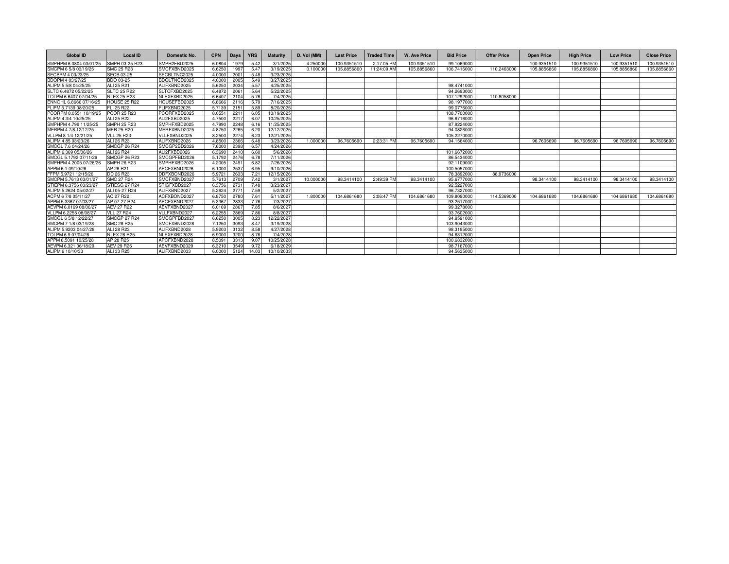| Global ID | Local ID | Domestic No. | CPN | Days | YRS | Maturity | D. Vol (MM) | Last Price | Traded Time | W. Ave Price | Bid Price | Offer Price | Open Price | High Price | Low Price | Close Price |
|---|---|---|---|---|---|---|---|---|---|---|---|---|---|---|---|---|
| SMPHPM 6.0804 03/01/25 | SMPH 03-25 R23 | SMPH2FBD2025 | 6.0804 | 1979 | 5.42 | 3/1/2025 | 4.250000 | 100.9351510 | 2:17:05 PM | 100.9351510 | 99.1069000 | | 100.9351510 | 100.9351510 | 100.9351510 | 100.9351510 |
| SMCPM 6 5/8 03/19/25 | SMC 25 R23 | SMCFXBND2025 | 6.6250 | 1997 | 5.47 | 3/19/2025 | 0.100000 | 105.8856860 | 11:24:09 AM | 105.8856860 | 106.7416000 | 110.2463000 | 105.8856860 | 105.8856860 | 105.8856860 | 105.8856860 |
| SECBPM 4 03/23/25 | SECB 03-25 | SECBLTNC2025 | 4.0000 | 2001 | 5.48 | 3/23/2025 | | | | | | | | | | |
| BDOPM 4 03/27/25 | BDO 03-25 | BDOLTNCD2025 | 4.0000 | 2005 | 5.49 | 3/27/2025 | | | | | | | | | | |
| ALIPM 5 5/8 04/25/25 | ALI 25 R21 | ALIFXBND2025 | 5.6250 | 2034 | 5.57 | 4/25/2025 | | | | | 98.4741000 | | | | | |
| SLTC 6.4872 05/22/25 | SLTC 25 R22 | SLTCFXBD2025 | 6.4872 | 2061 | 5.64 | 5/22/2025 | | | | | 94.2693000 | | | | | |
| TOLPM 6.6407 07/04/25 | NLEX 25 R23 | NLEXFXBD2025 | 6.6407 | 2104 | 5.76 | 7/4/2025 | | | | | 107.1292000 | 110.8058000 | | | | |
| ENNOHL 6.8666 07/16/25 | HOUSE 25 R22 | HOUSEFBD2025 | 6.8666 | 2116 | 5.79 | 7/16/2025 | | | | | 98.1977000 | | | | | |
| FLIPM 5.7139 08/20/25 | FLI 25 R22 | FLIFXBND2025 | 5.7139 | 2151 | 5.89 | 8/20/2025 | | | | | 99.0776000 | | | | | |
| PCORPM 8.0551 10/19/25 | PCOR 25 R23 | PCORFXBD2025 | 8.0551 | 2211 | 6.05 | 10/19/2025 | | | | | 108.7700000 | | | | | |
| ALIPM 4 3/4 10/25/25 | ALI 25 R22 | ALI2FXBD2025 | 4.7500 | 2217 | 6.07 | 10/25/2025 | | | | | 96.6716000 | | | | | |
| SMPHPM 4.799 11/25/25 | SMPH 25 R23 | SMPHFXBD2025 | 4.7990 | 2248 | 6.16 | 11/25/2025 | | | | | 87.9224000 | | | | | |
| MERPM 4 7/8 12/12/25 | MER 25 R20 | MERFXBND2025 | 4.8750 | 2265 | 6.20 | 12/12/2025 | | | | | 94.0826000 | | | | | |
| VLLPM 8 1/4 12/21/25 | VLL 25 R23 | VLLFXBND2025 | 8.2500 | 2274 | 6.23 | 12/21/2025 | | | | | 105.2270000 | | | | | |
| ALIPM 4.85 03/23/26 | ALI 26 R23 | ALIFXBND2026 | 4.8500 | 2366 | 6.48 | 3/23/2026 | 1.000000 | 96.7605690 | 2:23:31 PM | 96.7605690 | 94.1564000 | | 96.7605690 | 96.7605690 | 96.7605690 | 96.7605690 |
| SMCGL 7.6 04/24/26 | SMCGP 26 R24 | SMCGP2BD2026 | 7.6000 | 2398 | 6.57 | 4/24/2026 | | | | | | | | | | |
| ALIPM 6.369 05/06/26 | ALI 26 R24 | ALI2FXBD2026 | 6.3690 | 2410 | 6.60 | 5/6/2026 | | | | | 101.6672000 | | | | | |
| SMCGL 5.1792 07/11/26 | SMCGP 26 R23 | SMCGPFBD2026 | 5.1792 | 2476 | 6.78 | 7/11/2026 | | | | | 86.5434000 | | | | | |
| SMPHPM 4.2005 07/26/26 | SMPH 26 R23 | SMPHFXBD2026 | 4.2005 | 2491 | 6.82 | 7/26/2026 | | | | | 92.1109000 | | | | | |
| APPM 6.1 09/10/26 | AP 26 R21 | APCFXBND2026 | 6.1000 | 2537 | 6.95 | 9/10/2026 | | | | | 100.5057000 | | | | | |
| FFPM 5.9721 12/15/26 | DD 26 R23 | DDFXBOND2026 | 5.9721 | 2633 | 7.21 | 12/15/2026 | | | | | 78.3892000 | 88.9736000 | | | | |
| SMCPM 5.7613 03/01/27 | SMC 27 R24 | SMCFXBND2027 | 5.7613 | 2709 | 7.42 | 3/1/2027 | 10.000000 | 98.3414100 | 2:49:39 PM | 98.3414100 | 95.6777000 | | 98.3414100 | 98.3414100 | 98.3414100 | 98.3414100 |
| STIEPM 6.3756 03/23/27 | STIESG 27 R24 | STIGFXBD2027 | 6.3756 | 2731 | 7.48 | 3/23/2027 | | | | | 92.5227000 | | | | | |
| ALIPM 5.2624 05/02/27 | ALI 05-27 R24 | ALIFXBND2027 | 5.2624 | 2771 | 7.59 | 5/2/2027 | | | | | 96.7327000 | | | | | |
| ACPM 6 7/8 05/11/27 | AC 27 R22 | ACFXBOND2027 | 6.8750 | 2780 | 7.61 | 5/11/2027 | 1.800000 | 104.6861680 | 3:06:47 PM | 104.6861680 | 109.8090000 | 114.5369000 | 104.6861680 | 104.6861680 | 104.6861680 | 104.6861680 |
| APPM 5.3367 07/03/27 | AP 07-27 R24 | APCFXBND2027 | 5.3367 | 2833 | 7.76 | 7/3/2027 | | | | | 93.2517000 | | | | | |
| AEVPM 6.0169 08/06/27 | AEV 27 R22 | AEVFXBND2027 | 6.0169 | 2867 | 7.85 | 8/6/2027 | | | | | 99.3278000 | | | | | |
| VLLPM 6.2255 08/08/27 | VLL 27 R24 | VLLFXBND2027 | 6.2255 | 2869 | 7.86 | 8/8/2027 | | | | | 93.7602000 | | | | | |
| SMCGL 6 5/8 12/22/27 | SMCGP 27 R24 | SMCGPFBD2027 | 6.6250 | 3005 | 8.23 | 12/22/2027 | | | | | 94.9591000 | | | | | |
| SMCPM 7 1/8 03/19/28 | SMC 28 R25 | SMCFXBND2028 | 7.1250 | 3093 | 8.47 | 3/19/2028 | | | | | 103.9043000 | | | | | |
| ALIPM 5.9203 04/27/28 | ALI 28 R23 | ALIFXBND2028 | 5.9203 | 3132 | 8.58 | 4/27/2028 | | | | | 98.3195000 | | | | | |
| TOLPM 6.9 07/04/28 | NLEX 28 R25 | NLEXFXBD2028 | 6.9000 | 3200 | 8.76 | 7/4/2028 | | | | | 94.6312000 | | | | | |
| APPM 8.5091 10/25/28 | AP 28 R25 | APCFXBND2028 | 8.5091 | 3313 | 9.07 | 10/25/2028 | | | | | 100.6832000 | | | | | |
| AEVPM 6.321 06/18/29 | AEV 29 R26 | AEVFXBND2029 | 6.3210 | 3549 | 9.72 | 6/18/2029 | | | | | 98.7167000 | | | | | |
| ALIPM 6 10/10/33 | ALI 33 R25 | ALIFXBND2033 | 6.0000 | 5124 | 14.03 | 10/10/2033 | | | | | 94.5635000 | | | | | |